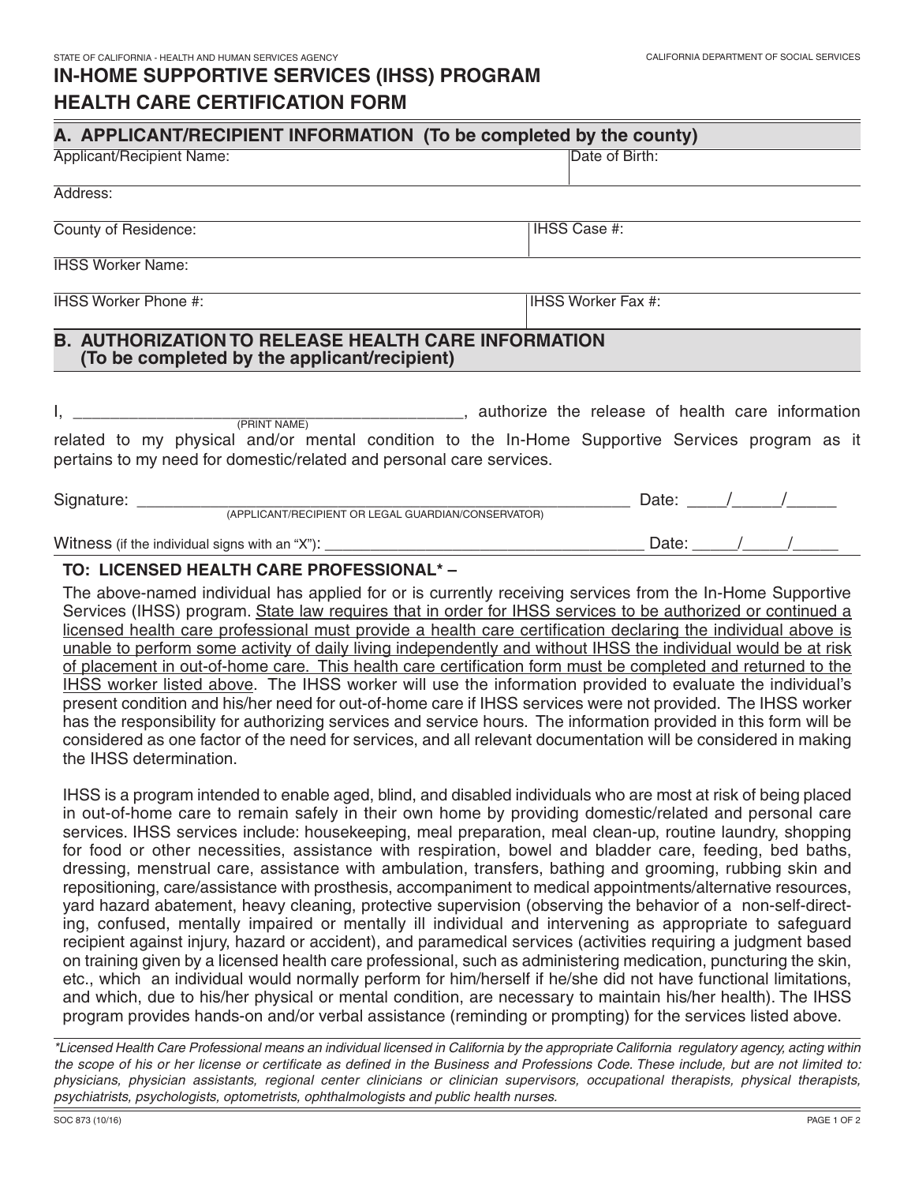STATE OF CALIFORNIA - HEALTH AND HUMAN SERVICES AGENCY

CALIFORNIA DEPARTMENT OF SOCIAL SERVICES

# IN-HOME SUPPORTIVE SERVICES (IHSS) PROGRAM
# HEALTH CARE CERTIFICATION FORM

## A. APPLICANT/RECIPIENT INFORMATION (To be completed by the county)

| Applicant/Recipient Name: | Date of Birth: |
|---|---|
| Address: | |
| County of Residence: | IHSS Case #: |
| IHSS Worker Name: | |
| IHSS Worker Phone #: | IHSS Worker Fax #: |

## B. AUTHORIZATION TO RELEASE HEALTH CARE INFORMATION (To be completed by the applicant/recipient)

I, ___________________________________________ (PRINT NAME), authorize the release of health care information related to my physical and/or mental condition to the In-Home Supportive Services program as it pertains to my need for domestic/related and personal care services.

Signature: ______________________________________________________ Date: ____/_____/_____
(APPLICANT/RECIPIENT OR LEGAL GUARDIAN/CONSERVATOR)

Witness (if the individual signs with an "X"): ____________________________________ Date: _____/_____/_____

**TO: LICENSED HEALTH CARE PROFESSIONAL* –**

The above-named individual has applied for or is currently receiving services from the In-Home Supportive Services (IHSS) program. State law requires that in order for IHSS services to be authorized or continued a licensed health care professional must provide a health care certification declaring the individual above is unable to perform some activity of daily living independently and without IHSS the individual would be at risk of placement in out-of-home care. This health care certification form must be completed and returned to the IHSS worker listed above. The IHSS worker will use the information provided to evaluate the individual's present condition and his/her need for out-of-home care if IHSS services were not provided. The IHSS worker has the responsibility for authorizing services and service hours. The information provided in this form will be considered as one factor of the need for services, and all relevant documentation will be considered in making the IHSS determination.

IHSS is a program intended to enable aged, blind, and disabled individuals who are most at risk of being placed in out-of-home care to remain safely in their own home by providing domestic/related and personal care services. IHSS services include: housekeeping, meal preparation, meal clean-up, routine laundry, shopping for food or other necessities, assistance with respiration, bowel and bladder care, feeding, bed baths, dressing, menstrual care, assistance with ambulation, transfers, bathing and grooming, rubbing skin and repositioning, care/assistance with prosthesis, accompaniment to medical appointments/alternative resources, yard hazard abatement, heavy cleaning, protective supervision (observing the behavior of a non-self-directing, confused, mentally impaired or mentally ill individual and intervening as appropriate to safeguard recipient against injury, hazard or accident), and paramedical services (activities requiring a judgment based on training given by a licensed health care professional, such as administering medication, puncturing the skin, etc., which an individual would normally perform for him/herself if he/she did not have functional limitations, and which, due to his/her physical or mental condition, are necessary to maintain his/her health). The IHSS program provides hands-on and/or verbal assistance (reminding or prompting) for the services listed above.

*\*Licensed Health Care Professional means an individual licensed in California by the appropriate California regulatory agency, acting within the scope of his or her license or certificate as defined in the Business and Professions Code. These include, but are not limited to: physicians, physician assistants, regional center clinicians or clinician supervisors, occupational therapists, physical therapists, psychiatrists, psychologists, optometrists, ophthalmologists and public health nurses.*

SOC 873 (10/16)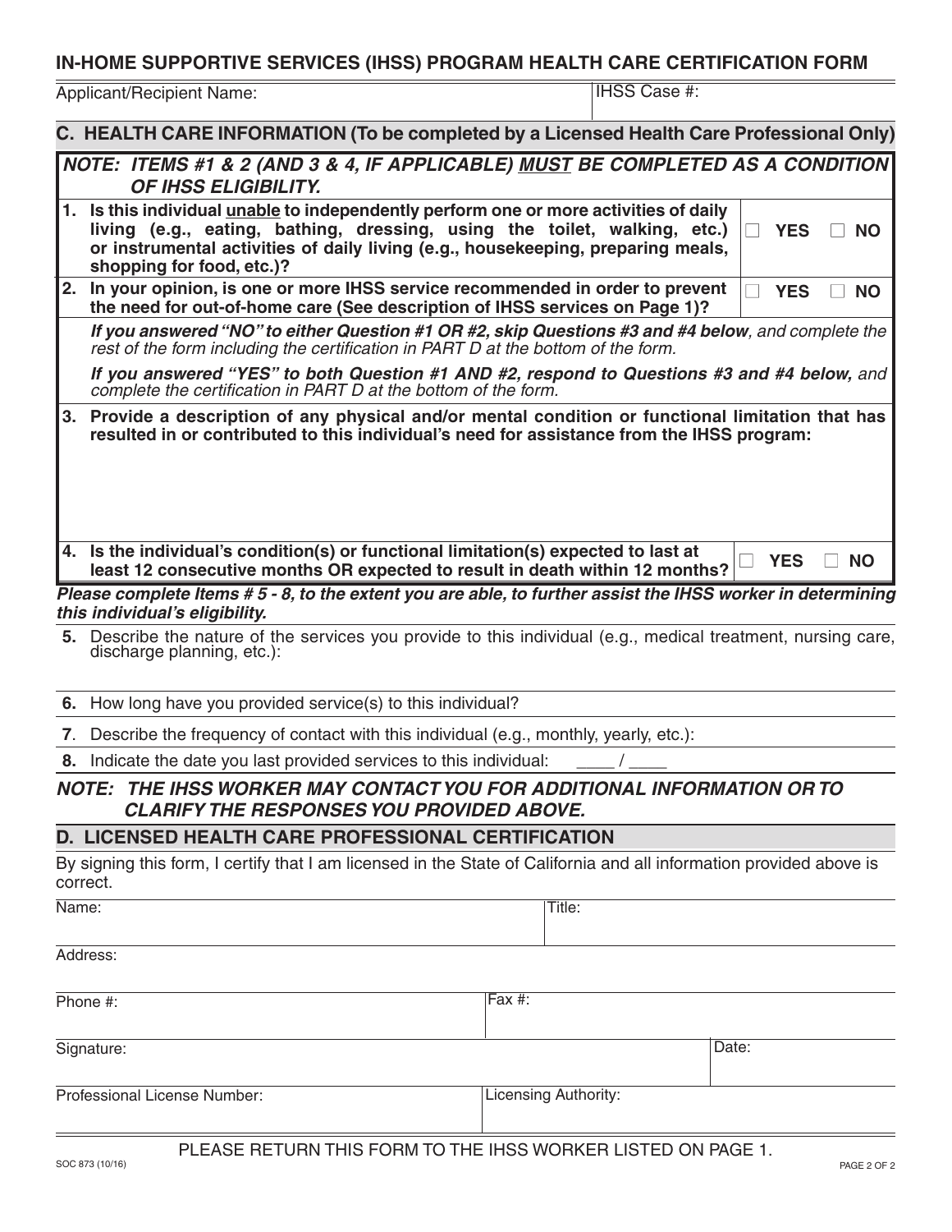## IN-HOME SUPPORTIVE SERVICES (IHSS) PROGRAM HEALTH CARE CERTIFICATION FORM

Applicant/Recipient Name: | IHSS Case #:

### C. HEALTH CARE INFORMATION (To be completed by a Licensed Health Care Professional Only)

***NOTE: ITEMS #1 & 2 (AND 3 & 4, IF APPLICABLE) MUST BE COMPLETED AS A CONDITION OF IHSS ELIGIBILITY.***

**1. Is this individual unable to independently perform one or more activities of daily living (e.g., eating, bathing, dressing, using the toilet, walking, etc.) or instrumental activities of daily living (e.g., housekeeping, preparing meals, shopping for food, etc.)?** ☐ **YES** ☐ **NO**

**2. In your opinion, is one or more IHSS service recommended in order to prevent the need for out-of-home care (See description of IHSS services on Page 1)?** ☐ **YES** ☐ **NO**

***If you answered "NO" to either Question #1 OR #2, skip Questions #3 and #4 below****, and complete the rest of the form including the certification in PART D at the bottom of the form.*

***If you answered "YES" to both Question #1 AND #2, respond to Questions #3 and #4 below,*** *and complete the certification in PART D at the bottom of the form.*

**3. Provide a description of any physical and/or mental condition or functional limitation that has resulted in or contributed to this individual's need for assistance from the IHSS program:**

**4. Is the individual's condition(s) or functional limitation(s) expected to last at least 12 consecutive months OR expected to result in death within 12 months?** ☐ **YES** ☐ **NO**

***Please complete Items # 5 - 8, to the extent you are able, to further assist the IHSS worker in determining this individual's eligibility.***

**5.** Describe the nature of the services you provide to this individual (e.g., medical treatment, nursing care, discharge planning, etc.):

**6.** How long have you provided service(s) to this individual?

**7**. Describe the frequency of contact with this individual (e.g., monthly, yearly, etc.):

**8.** Indicate the date you last provided services to this individual: ____ / ____

***NOTE: THE IHSS WORKER MAY CONTACT YOU FOR ADDITIONAL INFORMATION OR TO CLARIFY THE RESPONSES YOU PROVIDED ABOVE.***

### D. LICENSED HEALTH CARE PROFESSIONAL CERTIFICATION

By signing this form, I certify that I am licensed in the State of California and all information provided above is correct.

| | |
|---|---|
| Name: | Title: |
| Address: | |
| Phone #: | Fax #: |
| Signature: | Date: |
| Professional License Number: | Licensing Authority: |

PLEASE RETURN THIS FORM TO THE IHSS WORKER LISTED ON PAGE 1.

SOC 873 (10/16)